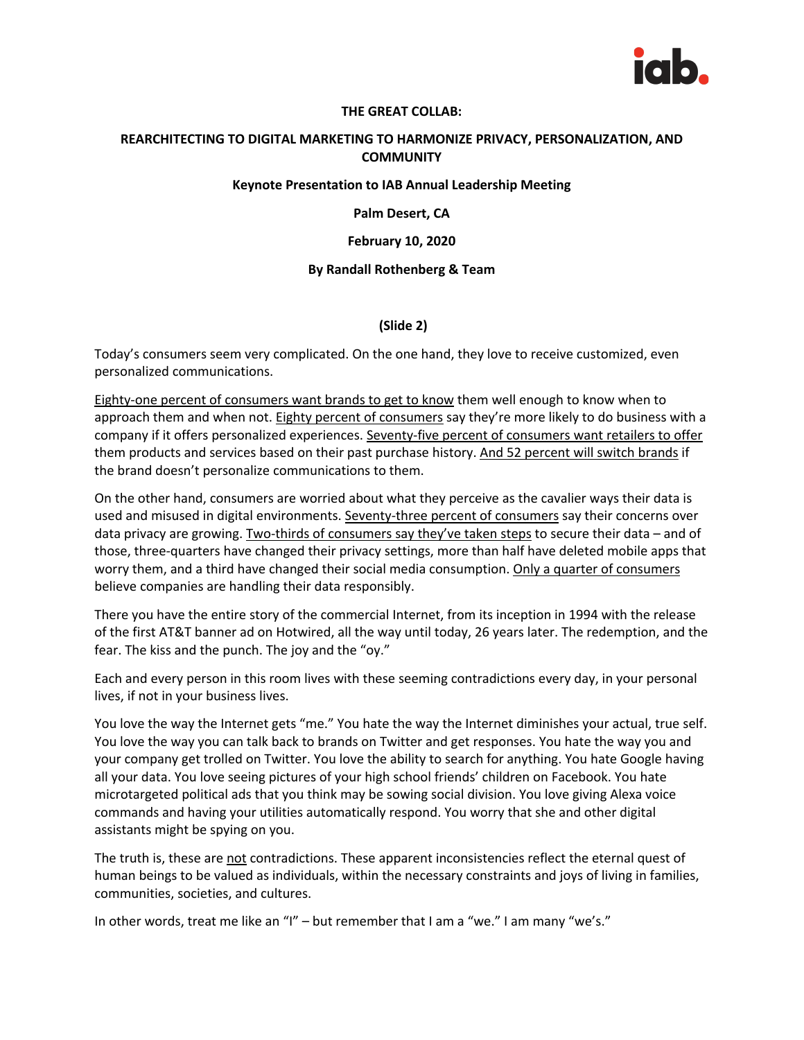# THE GREAT COLLAB:

## REARCHITECTING TO DIGITAL MARKETING TO HARMONIZE PRIVACY, PERSONALIZATION, AND COMMUNITY

**Keynote Presentation to IAB Annual Leadership Meeting**

**Palm Desert, CA**

**February 10, 2020**

**By Randall Rothenberg & Team**

**(Slide 2)**

Today's consumers seem very complicated. On the one hand, they love to receive customized, even personalized communications.

Eighty-one percent of consumers want brands to get to know them well enough to know when to approach them and when not. Eighty percent of consumers say they're more likely to do business with a company if it offers personalized experiences. Seventy-five percent of consumers want retailers to offer them products and services based on their past purchase history. And 52 percent will switch brands if the brand doesn't personalize communications to them.

On the other hand, consumers are worried about what they perceive as the cavalier ways their data is used and misused in digital environments. Seventy-three percent of consumers say their concerns over data privacy are growing. Two-thirds of consumers say they've taken steps to secure their data – and of those, three-quarters have changed their privacy settings, more than half have deleted mobile apps that worry them, and a third have changed their social media consumption. Only a quarter of consumers believe companies are handling their data responsibly.

There you have the entire story of the commercial Internet, from its inception in 1994 with the release of the first AT&T banner ad on Hotwired, all the way until today, 26 years later. The redemption, and the fear. The kiss and the punch. The joy and the "oy."

Each and every person in this room lives with these seeming contradictions every day, in your personal lives, if not in your business lives.

You love the way the Internet gets "me." You hate the way the Internet diminishes your actual, true self. You love the way you can talk back to brands on Twitter and get responses. You hate the way you and your company get trolled on Twitter. You love the ability to search for anything. You hate Google having all your data. You love seeing pictures of your high school friends' children on Facebook. You hate microtargeted political ads that you think may be sowing social division. You love giving Alexa voice commands and having your utilities automatically respond. You worry that she and other digital assistants might be spying on you.

The truth is, these are not contradictions. These apparent inconsistencies reflect the eternal quest of human beings to be valued as individuals, within the necessary constraints and joys of living in families, communities, societies, and cultures.

In other words, treat me like an "I" – but remember that I am a "we." I am many "we's."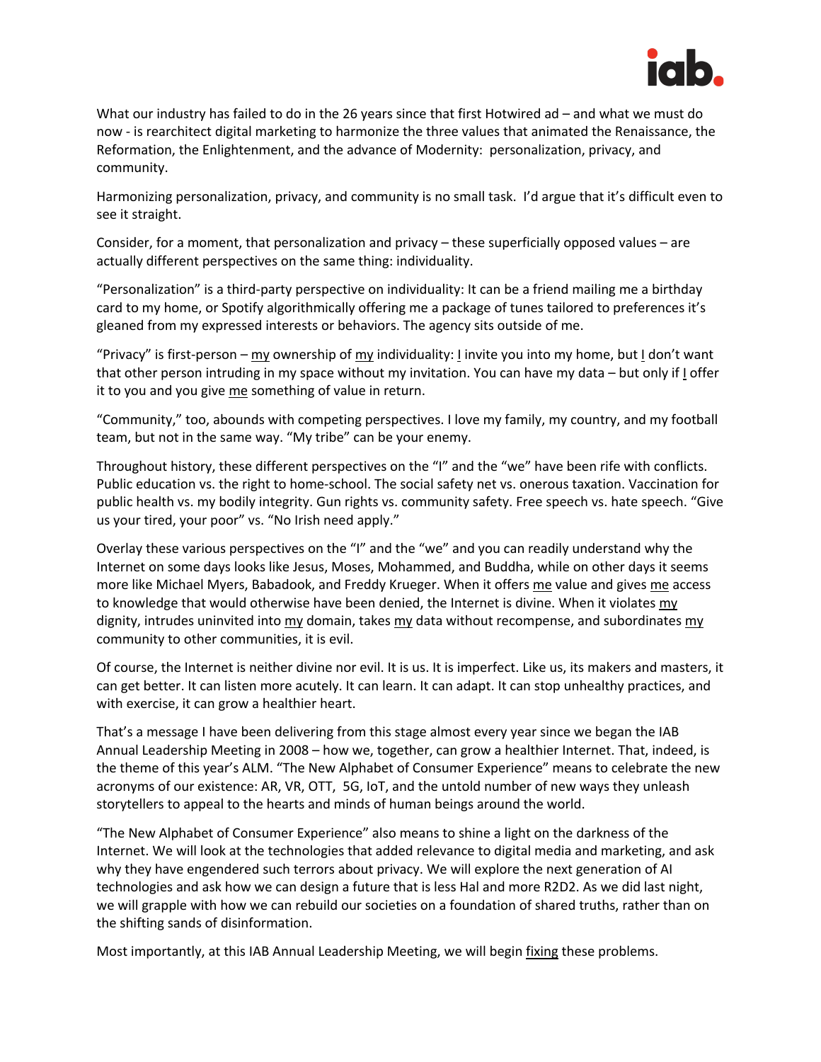What our industry has failed to do in the 26 years since that first Hotwired ad – and what we must do now - is rearchitect digital marketing to harmonize the three values that animated the Renaissance, the Reformation, the Enlightenment, and the advance of Modernity: personalization, privacy, and community.

Harmonizing personalization, privacy, and community is no small task. I'd argue that it's difficult even to see it straight.

Consider, for a moment, that personalization and privacy – these superficially opposed values – are actually different perspectives on the same thing: individuality.

"Personalization" is a third-party perspective on individuality: It can be a friend mailing me a birthday card to my home, or Spotify algorithmically offering me a package of tunes tailored to preferences it's gleaned from my expressed interests or behaviors. The agency sits outside of me.

"Privacy" is first-person – <u>my</u> ownership of <u>my</u> individuality: <u>I</u> invite you into my home, but <u>I</u> don't want that other person intruding in my space without my invitation. You can have my data – but only if <u>I</u> offer it to you and you give <u>me</u> something of value in return.

"Community," too, abounds with competing perspectives. I love my family, my country, and my football team, but not in the same way. "My tribe" can be your enemy.

Throughout history, these different perspectives on the "I" and the "we" have been rife with conflicts. Public education vs. the right to home-school. The social safety net vs. onerous taxation. Vaccination for public health vs. my bodily integrity. Gun rights vs. community safety. Free speech vs. hate speech. "Give us your tired, your poor" vs. "No Irish need apply."

Overlay these various perspectives on the "I" and the "we" and you can readily understand why the Internet on some days looks like Jesus, Moses, Mohammed, and Buddha, while on other days it seems more like Michael Myers, Babadook, and Freddy Krueger. When it offers <u>me</u> value and gives <u>me</u> access to knowledge that would otherwise have been denied, the Internet is divine. When it violates <u>my</u> dignity, intrudes uninvited into <u>my</u> domain, takes <u>my</u> data without recompense, and subordinates <u>my</u> community to other communities, it is evil.

Of course, the Internet is neither divine nor evil. It is us. It is imperfect. Like us, its makers and masters, it can get better. It can listen more acutely. It can learn. It can adapt. It can stop unhealthy practices, and with exercise, it can grow a healthier heart.

That's a message I have been delivering from this stage almost every year since we began the IAB Annual Leadership Meeting in 2008 – how we, together, can grow a healthier Internet. That, indeed, is the theme of this year's ALM. "The New Alphabet of Consumer Experience" means to celebrate the new acronyms of our existence: AR, VR, OTT, 5G, IoT, and the untold number of new ways they unleash storytellers to appeal to the hearts and minds of human beings around the world.

"The New Alphabet of Consumer Experience" also means to shine a light on the darkness of the Internet. We will look at the technologies that added relevance to digital media and marketing, and ask why they have engendered such terrors about privacy. We will explore the next generation of AI technologies and ask how we can design a future that is less Hal and more R2D2. As we did last night, we will grapple with how we can rebuild our societies on a foundation of shared truths, rather than on the shifting sands of disinformation.

Most importantly, at this IAB Annual Leadership Meeting, we will begin <u>fixing</u> these problems.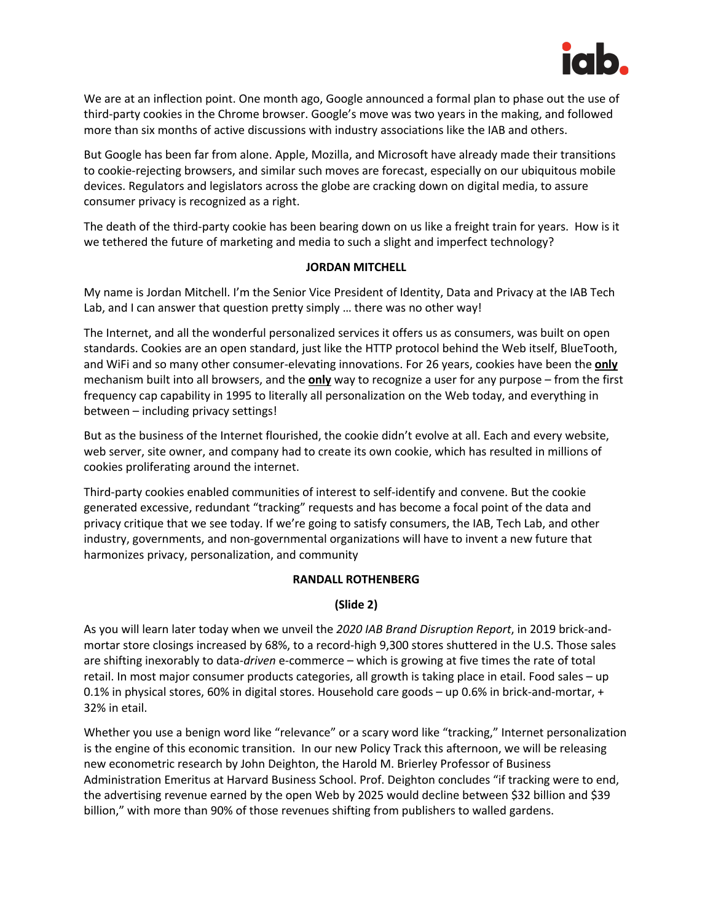We are at an inflection point. One month ago, Google announced a formal plan to phase out the use of third-party cookies in the Chrome browser. Google's move was two years in the making, and followed more than six months of active discussions with industry associations like the IAB and others.

But Google has been far from alone. Apple, Mozilla, and Microsoft have already made their transitions to cookie-rejecting browsers, and similar such moves are forecast, especially on our ubiquitous mobile devices. Regulators and legislators across the globe are cracking down on digital media, to assure consumer privacy is recognized as a right.

The death of the third-party cookie has been bearing down on us like a freight train for years. How is it we tethered the future of marketing and media to such a slight and imperfect technology?

**JORDAN MITCHELL**

My name is Jordan Mitchell. I'm the Senior Vice President of Identity, Data and Privacy at the IAB Tech Lab, and I can answer that question pretty simply … there was no other way!

The Internet, and all the wonderful personalized services it offers us as consumers, was built on open standards. Cookies are an open standard, just like the HTTP protocol behind the Web itself, BlueTooth, and WiFi and so many other consumer-elevating innovations. For 26 years, cookies have been the **only** mechanism built into all browsers, and the **only** way to recognize a user for any purpose – from the first frequency cap capability in 1995 to literally all personalization on the Web today, and everything in between – including privacy settings!

But as the business of the Internet flourished, the cookie didn't evolve at all. Each and every website, web server, site owner, and company had to create its own cookie, which has resulted in millions of cookies proliferating around the internet.

Third-party cookies enabled communities of interest to self-identify and convene. But the cookie generated excessive, redundant "tracking" requests and has become a focal point of the data and privacy critique that we see today. If we're going to satisfy consumers, the IAB, Tech Lab, and other industry, governments, and non-governmental organizations will have to invent a new future that harmonizes privacy, personalization, and community

**RANDALL ROTHENBERG**

**(Slide 2)**

As you will learn later today when we unveil the *2020 IAB Brand Disruption Report*, in 2019 brick-and-mortar store closings increased by 68%, to a record-high 9,300 stores shuttered in the U.S. Those sales are shifting inexorably to data-*driven* e-commerce – which is growing at five times the rate of total retail. In most major consumer products categories, all growth is taking place in etail. Food sales – up 0.1% in physical stores, 60% in digital stores. Household care goods – up 0.6% in brick-and-mortar, + 32% in etail.

Whether you use a benign word like "relevance" or a scary word like "tracking," Internet personalization is the engine of this economic transition. In our new Policy Track this afternoon, we will be releasing new econometric research by John Deighton, the Harold M. Brierley Professor of Business Administration Emeritus at Harvard Business School. Prof. Deighton concludes "if tracking were to end, the advertising revenue earned by the open Web by 2025 would decline between $32 billion and $39 billion," with more than 90% of those revenues shifting from publishers to walled gardens.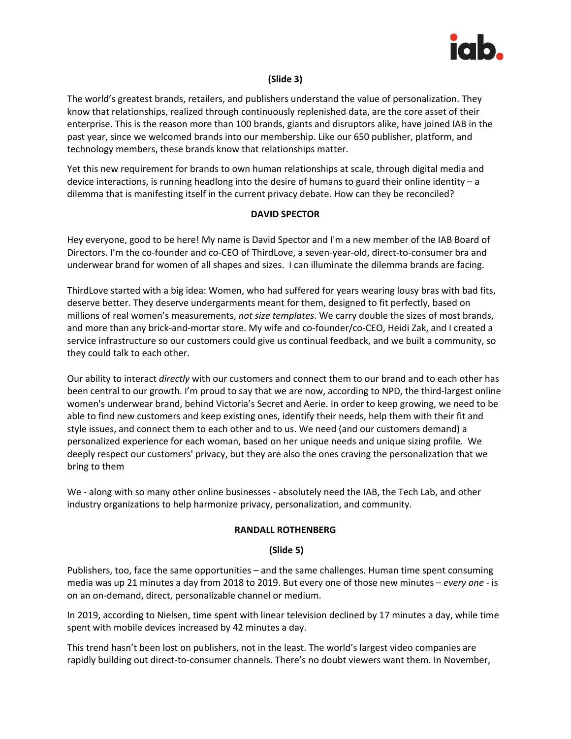**(Slide 3)**

The world's greatest brands, retailers, and publishers understand the value of personalization. They know that relationships, realized through continuously replenished data, are the core asset of their enterprise. This is the reason more than 100 brands, giants and disruptors alike, have joined IAB in the past year, since we welcomed brands into our membership. Like our 650 publisher, platform, and technology members, these brands know that relationships matter.

Yet this new requirement for brands to own human relationships at scale, through digital media and device interactions, is running headlong into the desire of humans to guard their online identity – a dilemma that is manifesting itself in the current privacy debate. How can they be reconciled?

**DAVID SPECTOR**

Hey everyone, good to be here! My name is David Spector and I'm a new member of the IAB Board of Directors. I'm the co-founder and co-CEO of ThirdLove, a seven-year-old, direct-to-consumer bra and underwear brand for women of all shapes and sizes. I can illuminate the dilemma brands are facing.

ThirdLove started with a big idea: Women, who had suffered for years wearing lousy bras with bad fits, deserve better. They deserve undergarments meant for them, designed to fit perfectly, based on millions of real women's measurements, *not size templates*. We carry double the sizes of most brands, and more than any brick-and-mortar store. My wife and co-founder/co-CEO, Heidi Zak, and I created a service infrastructure so our customers could give us continual feedback, and we built a community, so they could talk to each other.

Our ability to interact *directly* with our customers and connect them to our brand and to each other has been central to our growth. I'm proud to say that we are now, according to NPD, the third-largest online women's underwear brand, behind Victoria's Secret and Aerie. In order to keep growing, we need to be able to find new customers and keep existing ones, identify their needs, help them with their fit and style issues, and connect them to each other and to us. We need (and our customers demand) a personalized experience for each woman, based on her unique needs and unique sizing profile. We deeply respect our customers' privacy, but they are also the ones craving the personalization that we bring to them

We - along with so many other online businesses - absolutely need the IAB, the Tech Lab, and other industry organizations to help harmonize privacy, personalization, and community.

**RANDALL ROTHENBERG**

**(Slide 5)**

Publishers, too, face the same opportunities – and the same challenges. Human time spent consuming media was up 21 minutes a day from 2018 to 2019. But every one of those new minutes – *every one* - is on an on-demand, direct, personalizable channel or medium.

In 2019, according to Nielsen, time spent with linear television declined by 17 minutes a day, while time spent with mobile devices increased by 42 minutes a day.

This trend hasn't been lost on publishers, not in the least. The world's largest video companies are rapidly building out direct-to-consumer channels. There's no doubt viewers want them. In November,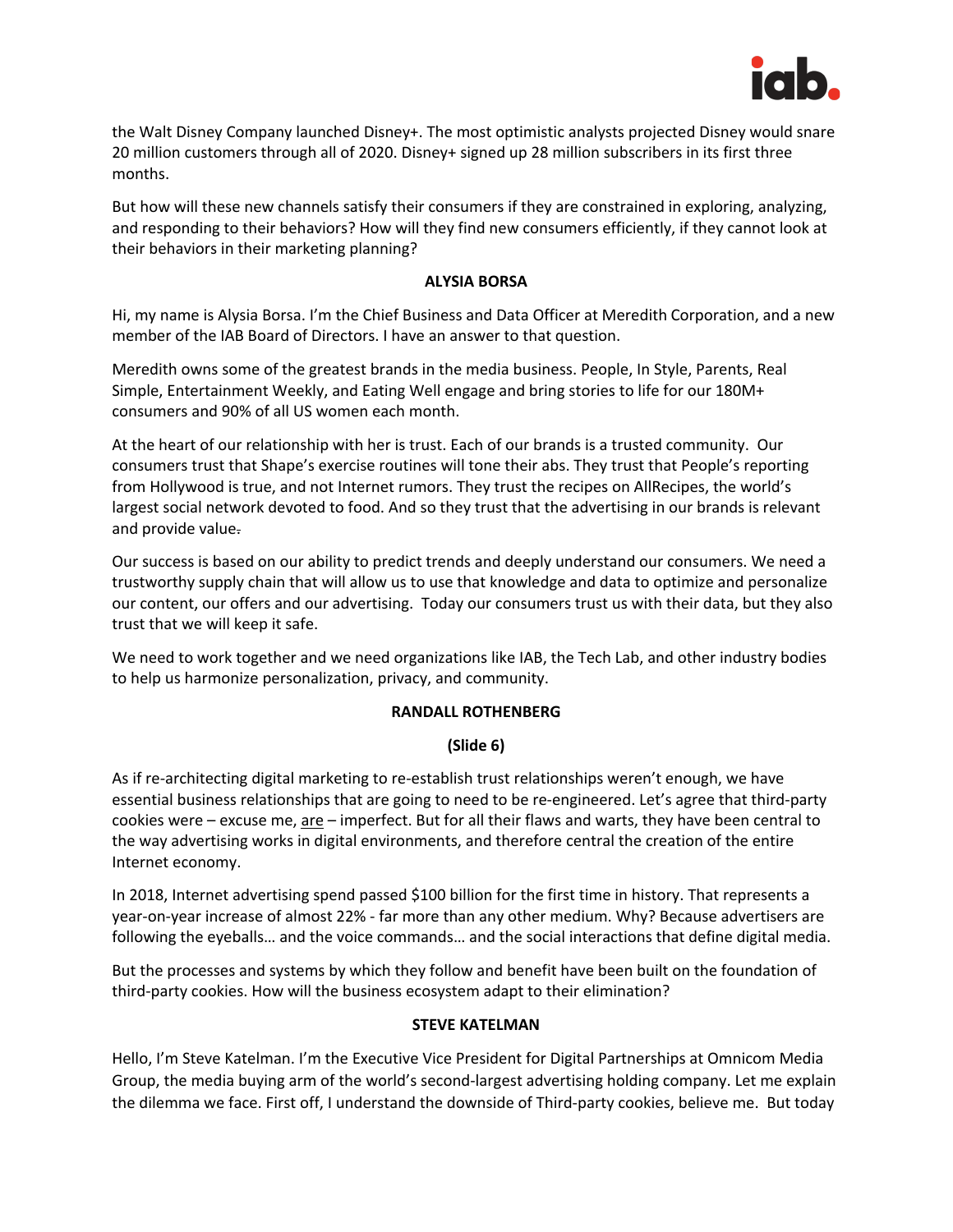the Walt Disney Company launched Disney+. The most optimistic analysts projected Disney would snare 20 million customers through all of 2020. Disney+ signed up 28 million subscribers in its first three months.

But how will these new channels satisfy their consumers if they are constrained in exploring, analyzing, and responding to their behaviors? How will they find new consumers efficiently, if they cannot look at their behaviors in their marketing planning?

**ALYSIA BORSA**

Hi, my name is Alysia Borsa. I'm the Chief Business and Data Officer at Meredith Corporation, and a new member of the IAB Board of Directors. I have an answer to that question.

Meredith owns some of the greatest brands in the media business. People, In Style, Parents, Real Simple, Entertainment Weekly, and Eating Well engage and bring stories to life for our 180M+ consumers and 90% of all US women each month.

At the heart of our relationship with her is trust. Each of our brands is a trusted community. Our consumers trust that Shape's exercise routines will tone their abs. They trust that People's reporting from Hollywood is true, and not Internet rumors. They trust the recipes on AllRecipes, the world's largest social network devoted to food. And so they trust that the advertising in our brands is relevant and provide value~~.~~

Our success is based on our ability to predict trends and deeply understand our consumers. We need a trustworthy supply chain that will allow us to use that knowledge and data to optimize and personalize our content, our offers and our advertising. Today our consumers trust us with their data, but they also trust that we will keep it safe.

We need to work together and we need organizations like IAB, the Tech Lab, and other industry bodies to help us harmonize personalization, privacy, and community.

**RANDALL ROTHENBERG**

**(Slide 6)**

As if re-architecting digital marketing to re-establish trust relationships weren't enough, we have essential business relationships that are going to need to be re-engineered. Let's agree that third-party cookies were – excuse me, <u>are</u> – imperfect. But for all their flaws and warts, they have been central to the way advertising works in digital environments, and therefore central the creation of the entire Internet economy.

In 2018, Internet advertising spend passed $100 billion for the first time in history. That represents a year-on-year increase of almost 22% - far more than any other medium. Why? Because advertisers are following the eyeballs… and the voice commands… and the social interactions that define digital media.

But the processes and systems by which they follow and benefit have been built on the foundation of third-party cookies. How will the business ecosystem adapt to their elimination?

**STEVE KATELMAN**

Hello, I'm Steve Katelman. I'm the Executive Vice President for Digital Partnerships at Omnicom Media Group, the media buying arm of the world's second-largest advertising holding company. Let me explain the dilemma we face. First off, I understand the downside of Third-party cookies, believe me. But today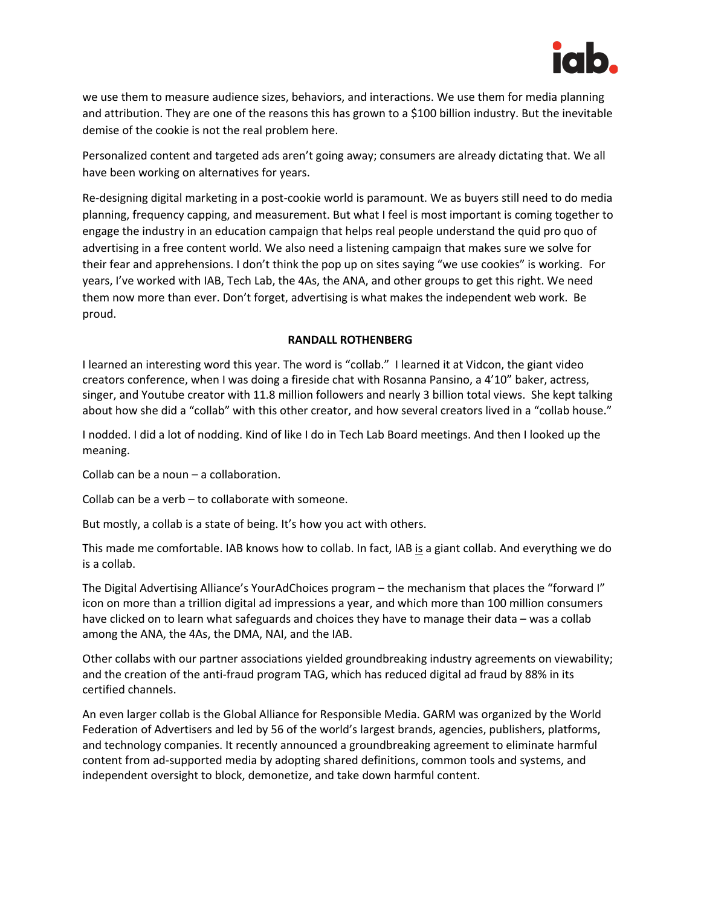we use them to measure audience sizes, behaviors, and interactions. We use them for media planning and attribution. They are one of the reasons this has grown to a $100 billion industry. But the inevitable demise of the cookie is not the real problem here.

Personalized content and targeted ads aren't going away; consumers are already dictating that. We all have been working on alternatives for years.

Re-designing digital marketing in a post-cookie world is paramount. We as buyers still need to do media planning, frequency capping, and measurement. But what I feel is most important is coming together to engage the industry in an education campaign that helps real people understand the quid pro quo of advertising in a free content world. We also need a listening campaign that makes sure we solve for their fear and apprehensions. I don't think the pop up on sites saying "we use cookies" is working. For years, I've worked with IAB, Tech Lab, the 4As, the ANA, and other groups to get this right. We need them now more than ever. Don't forget, advertising is what makes the independent web work. Be proud.

**RANDALL ROTHENBERG**

I learned an interesting word this year. The word is "collab." I learned it at Vidcon, the giant video creators conference, when I was doing a fireside chat with Rosanna Pansino, a 4'10" baker, actress, singer, and Youtube creator with 11.8 million followers and nearly 3 billion total views. She kept talking about how she did a "collab" with this other creator, and how several creators lived in a "collab house."

I nodded. I did a lot of nodding. Kind of like I do in Tech Lab Board meetings. And then I looked up the meaning.

Collab can be a noun – a collaboration.

Collab can be a verb – to collaborate with someone.

But mostly, a collab is a state of being. It's how you act with others.

This made me comfortable. IAB knows how to collab. In fact, IAB <u>is</u> a giant collab. And everything we do is a collab.

The Digital Advertising Alliance's YourAdChoices program – the mechanism that places the "forward I" icon on more than a trillion digital ad impressions a year, and which more than 100 million consumers have clicked on to learn what safeguards and choices they have to manage their data – was a collab among the ANA, the 4As, the DMA, NAI, and the IAB.

Other collabs with our partner associations yielded groundbreaking industry agreements on viewability; and the creation of the anti-fraud program TAG, which has reduced digital ad fraud by 88% in its certified channels.

An even larger collab is the Global Alliance for Responsible Media. GARM was organized by the World Federation of Advertisers and led by 56 of the world's largest brands, agencies, publishers, platforms, and technology companies. It recently announced a groundbreaking agreement to eliminate harmful content from ad-supported media by adopting shared definitions, common tools and systems, and independent oversight to block, demonetize, and take down harmful content.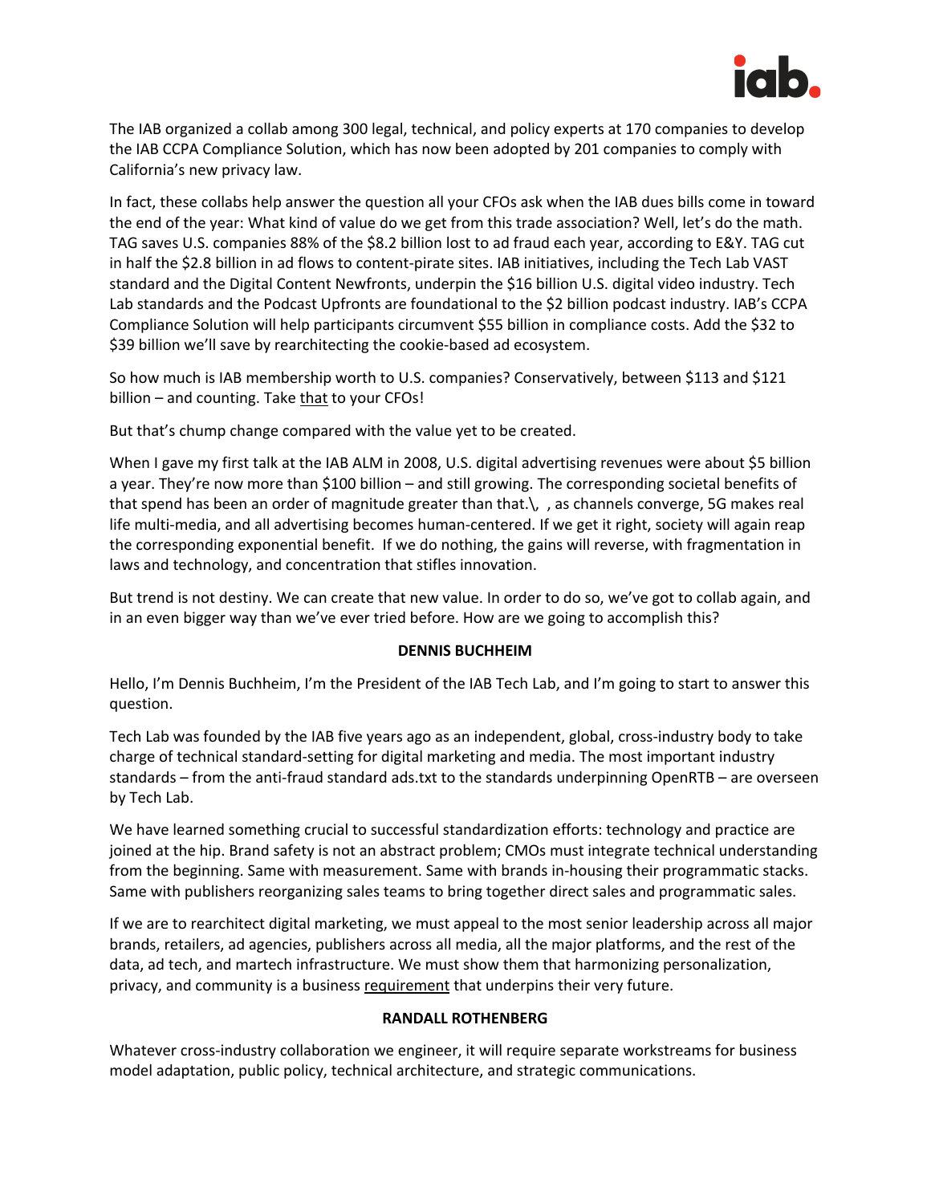The IAB organized a collab among 300 legal, technical, and policy experts at 170 companies to develop the IAB CCPA Compliance Solution, which has now been adopted by 201 companies to comply with California's new privacy law.

In fact, these collabs help answer the question all your CFOs ask when the IAB dues bills come in toward the end of the year: What kind of value do we get from this trade association? Well, let's do the math. TAG saves U.S. companies 88% of the $8.2 billion lost to ad fraud each year, according to E&Y. TAG cut in half the $2.8 billion in ad flows to content-pirate sites. IAB initiatives, including the Tech Lab VAST standard and the Digital Content Newfronts, underpin the $16 billion U.S. digital video industry. Tech Lab standards and the Podcast Upfronts are foundational to the $2 billion podcast industry. IAB's CCPA Compliance Solution will help participants circumvent $55 billion in compliance costs. Add the $32 to $39 billion we'll save by rearchitecting the cookie-based ad ecosystem.

So how much is IAB membership worth to U.S. companies? Conservatively, between $113 and $121 billion – and counting. Take <u>that</u> to your CFOs!

But that's chump change compared with the value yet to be created.

When I gave my first talk at the IAB ALM in 2008, U.S. digital advertising revenues were about $5 billion a year. They're now more than $100 billion – and still growing. The corresponding societal benefits of that spend has been an order of magnitude greater than that.\ , as channels converge, 5G makes real life multi-media, and all advertising becomes human-centered. If we get it right, society will again reap the corresponding exponential benefit. If we do nothing, the gains will reverse, with fragmentation in laws and technology, and concentration that stifles innovation.

But trend is not destiny. We can create that new value. In order to do so, we've got to collab again, and in an even bigger way than we've ever tried before. How are we going to accomplish this?

**DENNIS BUCHHEIM**

Hello, I'm Dennis Buchheim, I'm the President of the IAB Tech Lab, and I'm going to start to answer this question.

Tech Lab was founded by the IAB five years ago as an independent, global, cross-industry body to take charge of technical standard-setting for digital marketing and media. The most important industry standards – from the anti-fraud standard ads.txt to the standards underpinning OpenRTB – are overseen by Tech Lab.

We have learned something crucial to successful standardization efforts: technology and practice are joined at the hip. Brand safety is not an abstract problem; CMOs must integrate technical understanding from the beginning. Same with measurement. Same with brands in-housing their programmatic stacks. Same with publishers reorganizing sales teams to bring together direct sales and programmatic sales.

If we are to rearchitect digital marketing, we must appeal to the most senior leadership across all major brands, retailers, ad agencies, publishers across all media, all the major platforms, and the rest of the data, ad tech, and martech infrastructure. We must show them that harmonizing personalization, privacy, and community is a business <u>requirement</u> that underpins their very future.

**RANDALL ROTHENBERG**

Whatever cross-industry collaboration we engineer, it will require separate workstreams for business model adaptation, public policy, technical architecture, and strategic communications.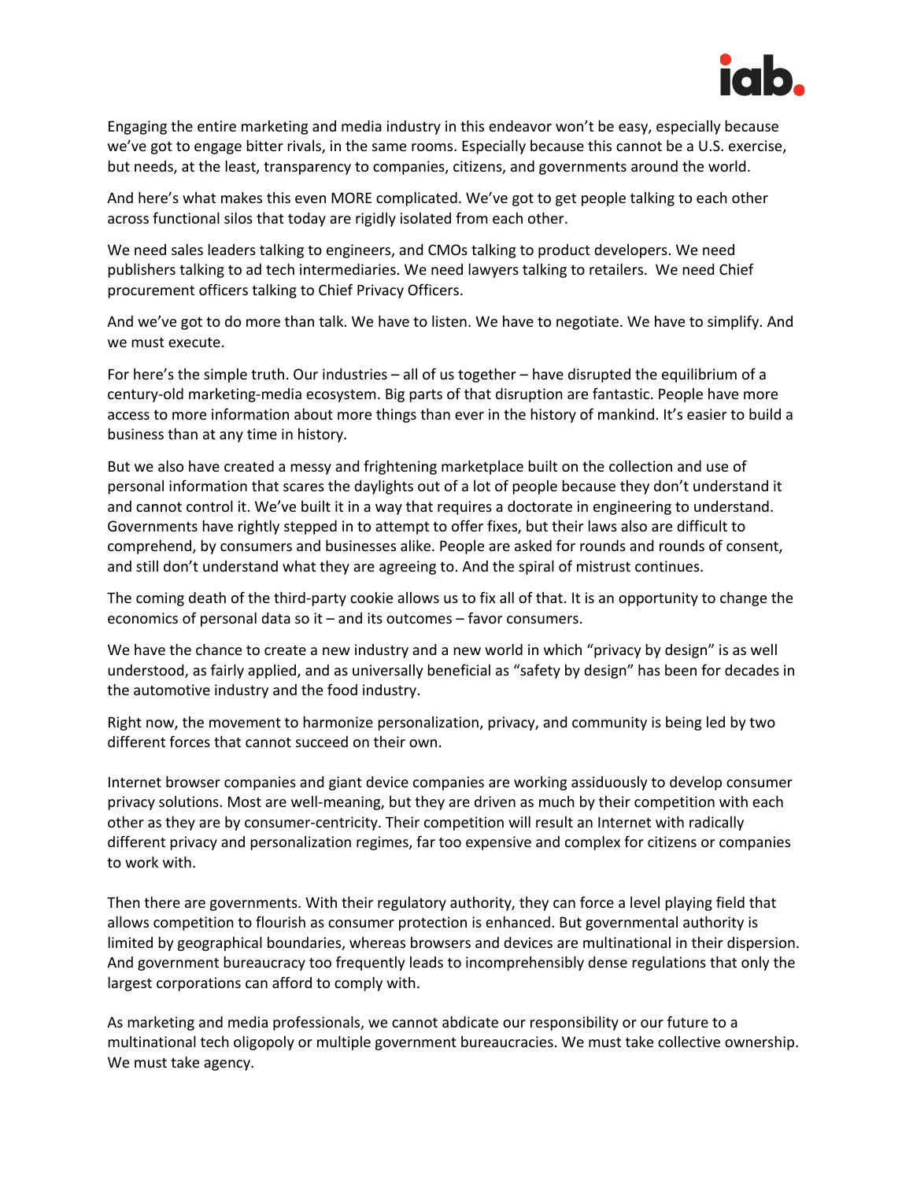Engaging the entire marketing and media industry in this endeavor won't be easy, especially because we've got to engage bitter rivals, in the same rooms. Especially because this cannot be a U.S. exercise, but needs, at the least, transparency to companies, citizens, and governments around the world.

And here's what makes this even MORE complicated. We've got to get people talking to each other across functional silos that today are rigidly isolated from each other.

We need sales leaders talking to engineers, and CMOs talking to product developers. We need publishers talking to ad tech intermediaries. We need lawyers talking to retailers. We need Chief procurement officers talking to Chief Privacy Officers.

And we've got to do more than talk. We have to listen. We have to negotiate. We have to simplify. And we must execute.

For here's the simple truth. Our industries – all of us together – have disrupted the equilibrium of a century-old marketing-media ecosystem. Big parts of that disruption are fantastic. People have more access to more information about more things than ever in the history of mankind. It's easier to build a business than at any time in history.

But we also have created a messy and frightening marketplace built on the collection and use of personal information that scares the daylights out of a lot of people because they don't understand it and cannot control it. We've built it in a way that requires a doctorate in engineering to understand. Governments have rightly stepped in to attempt to offer fixes, but their laws also are difficult to comprehend, by consumers and businesses alike. People are asked for rounds and rounds of consent, and still don't understand what they are agreeing to. And the spiral of mistrust continues.

The coming death of the third-party cookie allows us to fix all of that. It is an opportunity to change the economics of personal data so it – and its outcomes – favor consumers.

We have the chance to create a new industry and a new world in which "privacy by design" is as well understood, as fairly applied, and as universally beneficial as "safety by design" has been for decades in the automotive industry and the food industry.

Right now, the movement to harmonize personalization, privacy, and community is being led by two different forces that cannot succeed on their own.

Internet browser companies and giant device companies are working assiduously to develop consumer privacy solutions. Most are well-meaning, but they are driven as much by their competition with each other as they are by consumer-centricity. Their competition will result an Internet with radically different privacy and personalization regimes, far too expensive and complex for citizens or companies to work with.

Then there are governments. With their regulatory authority, they can force a level playing field that allows competition to flourish as consumer protection is enhanced. But governmental authority is limited by geographical boundaries, whereas browsers and devices are multinational in their dispersion. And government bureaucracy too frequently leads to incomprehensibly dense regulations that only the largest corporations can afford to comply with.

As marketing and media professionals, we cannot abdicate our responsibility or our future to a multinational tech oligopoly or multiple government bureaucracies. We must take collective ownership. We must take agency.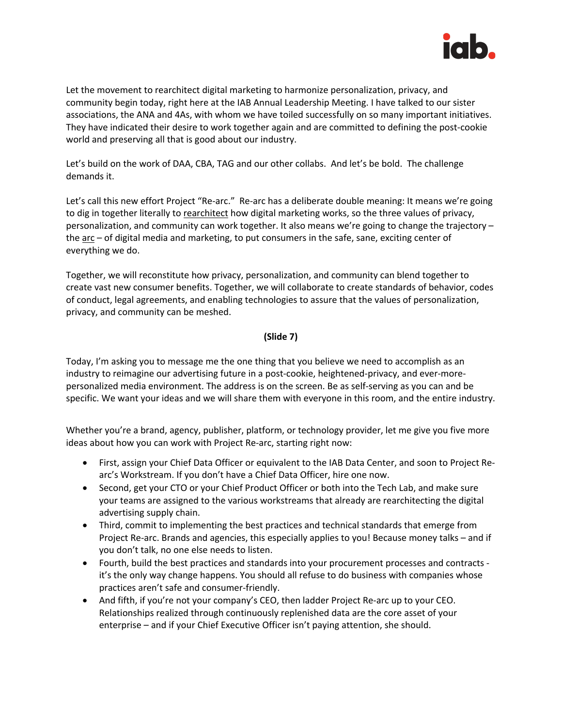Let the movement to rearchitect digital marketing to harmonize personalization, privacy, and community begin today, right here at the IAB Annual Leadership Meeting. I have talked to our sister associations, the ANA and 4As, with whom we have toiled successfully on so many important initiatives. They have indicated their desire to work together again and are committed to defining the post-cookie world and preserving all that is good about our industry.

Let's build on the work of DAA, CBA, TAG and our other collabs. And let's be bold. The challenge demands it.

Let's call this new effort Project "Re-arc." Re-arc has a deliberate double meaning: It means we're going to dig in together literally to rearchitect how digital marketing works, so the three values of privacy, personalization, and community can work together. It also means we're going to change the trajectory – the arc – of digital media and marketing, to put consumers in the safe, sane, exciting center of everything we do.

Together, we will reconstitute how privacy, personalization, and community can blend together to create vast new consumer benefits. Together, we will collaborate to create standards of behavior, codes of conduct, legal agreements, and enabling technologies to assure that the values of personalization, privacy, and community can be meshed.

**(Slide 7)**

Today, I'm asking you to message me the one thing that you believe we need to accomplish as an industry to reimagine our advertising future in a post-cookie, heightened-privacy, and ever-more-personalized media environment. The address is on the screen. Be as self-serving as you can and be specific. We want your ideas and we will share them with everyone in this room, and the entire industry.

Whether you're a brand, agency, publisher, platform, or technology provider, let me give you five more ideas about how you can work with Project Re-arc, starting right now:

- First, assign your Chief Data Officer or equivalent to the IAB Data Center, and soon to Project Re-arc's Workstream. If you don't have a Chief Data Officer, hire one now.
- Second, get your CTO or your Chief Product Officer or both into the Tech Lab, and make sure your teams are assigned to the various workstreams that already are rearchitecting the digital advertising supply chain.
- Third, commit to implementing the best practices and technical standards that emerge from Project Re-arc. Brands and agencies, this especially applies to you! Because money talks – and if you don't talk, no one else needs to listen.
- Fourth, build the best practices and standards into your procurement processes and contracts - it's the only way change happens. You should all refuse to do business with companies whose practices aren't safe and consumer-friendly.
- And fifth, if you're not your company's CEO, then ladder Project Re-arc up to your CEO. Relationships realized through continuously replenished data are the core asset of your enterprise – and if your Chief Executive Officer isn't paying attention, she should.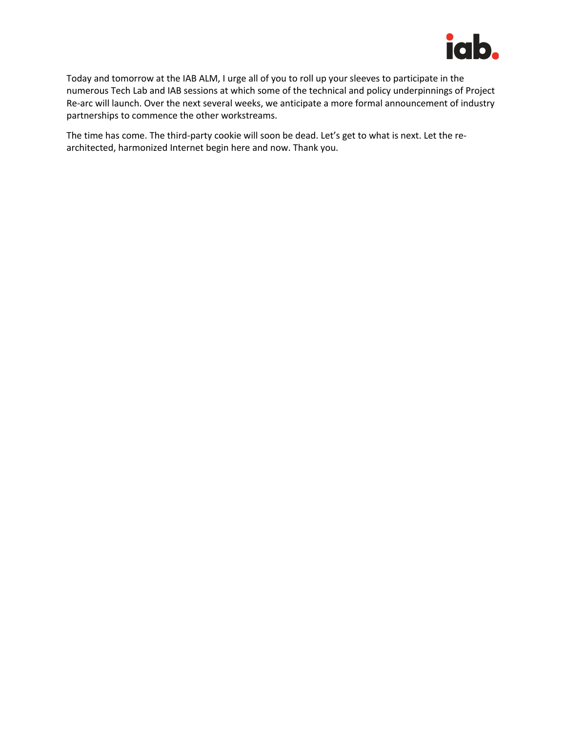Today and tomorrow at the IAB ALM, I urge all of you to roll up your sleeves to participate in the numerous Tech Lab and IAB sessions at which some of the technical and policy underpinnings of Project Re-arc will launch. Over the next several weeks, we anticipate a more formal announcement of industry partnerships to commence the other workstreams.

The time has come. The third-party cookie will soon be dead. Let's get to what is next. Let the re-architected, harmonized Internet begin here and now. Thank you.